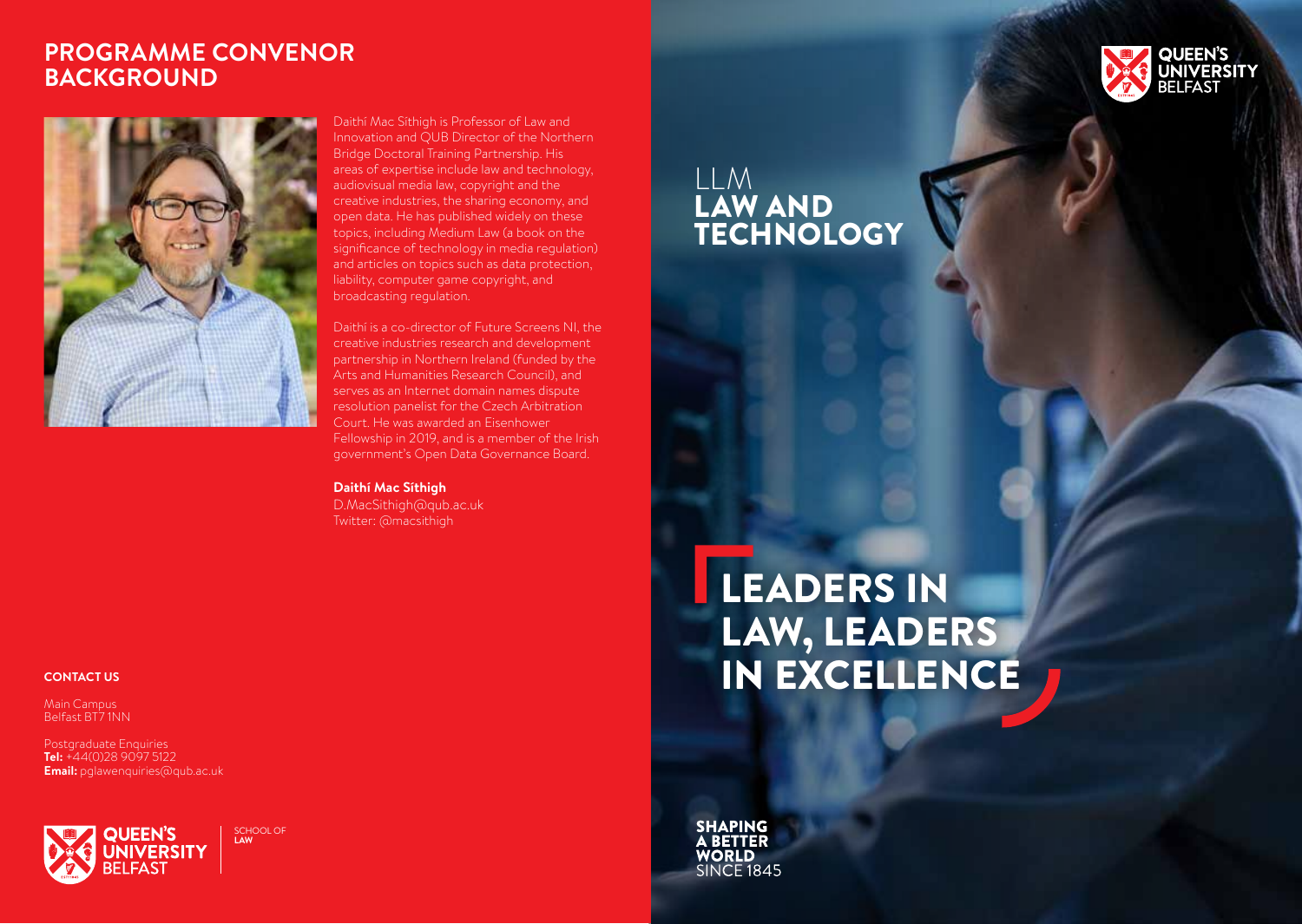## PROGRAMME CONVENOR BACKGROUND

Daithí Mac Síthigh is Professor of Law and Innovation and QUB Director of the Northern Bridge Doctoral Training Partnership. His areas of expertise include law and technology, audiovisual media law, copyright and the creative industries, the sharing economy, and open data. He has published widely on these topics, including Medium Law (a book on the significance of technology in media regulation) and articles on topics such as data protection, liability, computer game copyright, and broadcasting regulation.

Daithí is a co-director of Future Screens NI, the creative industries research and development partnership in Northern Ireland (funded by the Arts and Humanities Research Council), and serves as an Internet domain names dispute resolution panelist for the Czech Arbitration Court. He was awarded an Eisenhower Fellowship in 2019, and is a member of the Irish government's Open Data Governance Board.

**Daithí Mac Síthigh**
D.MacSithigh@qub.ac.uk
Twitter: @macsithigh

**CONTACT US**

Main Campus
Belfast BT7 1NN

Postgraduate Enquiries
**Tel:** +44(0)28 9097 5122
**Email:** pglawenquiries@qub.ac.uk

QUEEN'S UNIVERSITY BELFAST | SCHOOL OF **LAW**

QUEEN'S UNIVERSITY BELFAST

# LLM LAW AND TECHNOLOGY

## LEADERS IN LAW, LEADERS IN EXCELLENCE

**SHAPING A BETTER WORLD** SINCE 1845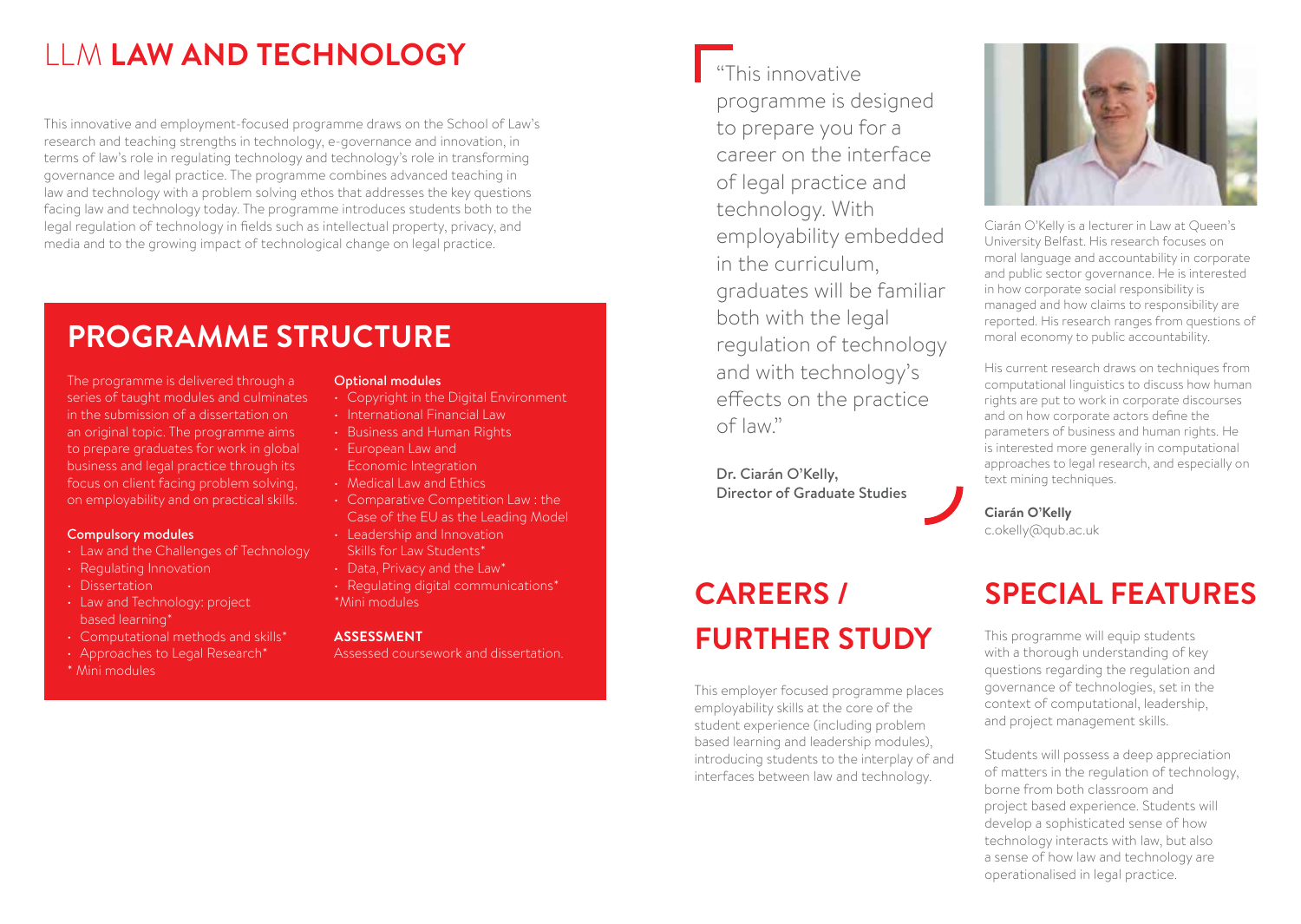# LLM **LAW AND TECHNOLOGY**

This innovative and employment-focused programme draws on the School of Law's research and teaching strengths in technology, e-governance and innovation, in terms of law's role in regulating technology and technology's role in transforming governance and legal practice. The programme combines advanced teaching in law and technology with a problem solving ethos that addresses the key questions facing law and technology today. The programme introduces students both to the legal regulation of technology in fields such as intellectual property, privacy, and media and to the growing impact of technological change on legal practice.

## PROGRAMME STRUCTURE

The programme is delivered through a series of taught modules and culminates in the submission of a dissertation on an original topic. The programme aims to prepare graduates for work in global business and legal practice through its focus on client facing problem solving, on employability and on practical skills.

**Compulsory modules**

- Law and the Challenges of Technology
- Regulating Innovation
- Dissertation
- Law and Technology: project based learning*
- Computational methods and skills*
- Approaches to Legal Research*

\* Mini modules

**Optional modules**

- Copyright in the Digital Environment
- International Financial Law
- Business and Human Rights
- European Law and Economic Integration
- Medical Law and Ethics
- Comparative Competition Law : the Case of the EU as the Leading Model
- Leadership and Innovation Skills for Law Students*
- Data, Privacy and the Law*
- Regulating digital communications*

*Mini modules

**ASSESSMENT**

Assessed coursework and dissertation.

"This innovative programme is designed to prepare you for a career on the interface of legal practice and technology. With employability embedded in the curriculum, graduates will be familiar both with the legal regulation of technology and with technology's effects on the practice of law."

**Dr. Ciarán O'Kelly,**
**Director of Graduate Studies**

Ciarán O'Kelly is a lecturer in Law at Queen's University Belfast. His research focuses on moral language and accountability in corporate and public sector governance. He is interested in how corporate social responsibility is managed and how claims to responsibility are reported. His research ranges from questions of moral economy to public accountability.

His current research draws on techniques from computational linguistics to discuss how human rights are put to work in corporate discourses and on how corporate actors define the parameters of business and human rights. He is interested more generally in computational approaches to legal research, and especially on text mining techniques.

**Ciarán O'Kelly**
c.okelly@qub.ac.uk

## CAREERS / FURTHER STUDY

This employer focused programme places employability skills at the core of the student experience (including problem based learning and leadership modules), introducing students to the interplay of and interfaces between law and technology.

## SPECIAL FEATURES

This programme will equip students with a thorough understanding of key questions regarding the regulation and governance of technologies, set in the context of computational, leadership, and project management skills.

Students will possess a deep appreciation of matters in the regulation of technology, borne from both classroom and project based experience. Students will develop a sophisticated sense of how technology interacts with law, but also a sense of how law and technology are operationalised in legal practice.